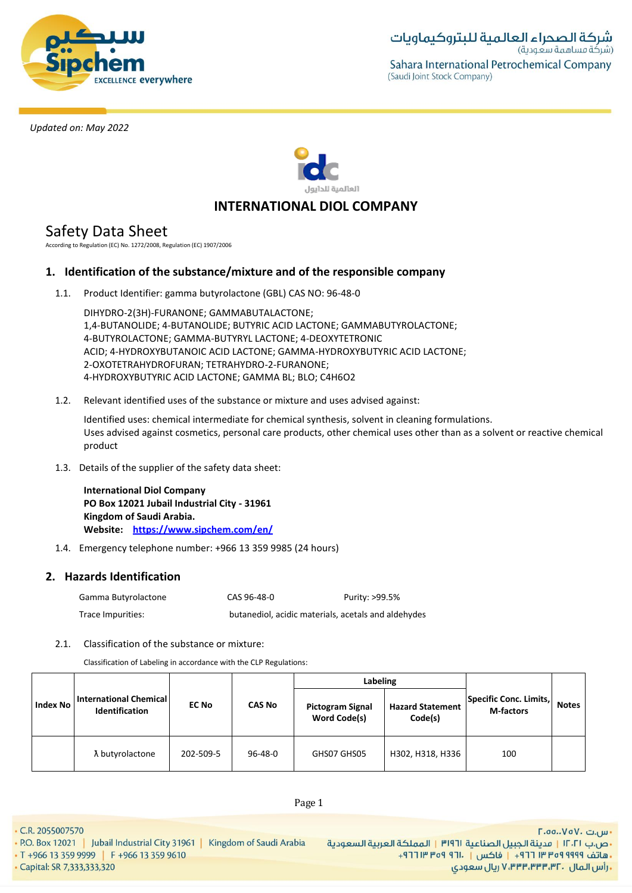Updated on: May 2022

**INTERNATIONAL DIOL COMPANY**

# Safety Data Sheet

According to Regulation (EC) No. 1272/2008, Regulation (EC) 1907/2006

## 1. Identification of the substance/mixture and of the responsible company

1.1. Product Identifier: gamma butyrolactone (GBL) CAS NO: 96-48-0

DIHYDRO-2(3H)-FURANONE; GAMMABUTALACTONE; 1,4-BUTANOLIDE; 4-BUTANOLIDE; BUTYRIC ACID LACTONE; GAMMABUTYROLACTONE; 4-BUTYROLACTONE; GAMMA-BUTYRYL LACTONE; 4-DEOXYTETRONIC ACID; 4-HYDROXYBUTANOIC ACID LACTONE; GAMMA-HYDROXYBUTYRIC ACID LACTONE; 2-OXOTETRAHYDROFURAN; TETRAHYDRO-2-FURANONE; 4-HYDROXYBUTYRIC ACID LACTONE; GAMMA BL; BLO; $C_4H_6O_2$

1.2. Relevant identified uses of the substance or mixture and uses advised against:

Identified uses: chemical intermediate for chemical synthesis, solvent in cleaning formulations.
Uses advised against cosmetics, personal care products, other chemical uses other than as a solvent or reactive chemical product

1.3. Details of the supplier of the safety data sheet:

**International Diol Company**
**PO Box 12021 Jubail Industrial City - 31961**
**Kingdom of Saudi Arabia.**
**Website: [https://www.sipchem.com/en/](https://www.sipchem.com/en/)**

1.4. Emergency telephone number: +966 13 359 9985 (24 hours)

## 2. Hazards Identification

| Gamma Butyrolactone | CAS 96-48-0 | Purity: >99.5% |
|---|---|---|
| Trace Impurities: | butanediol, acidic materials, acetals and aldehydes | |

2.1. Classification of the substance or mixture:

Classification of Labeling in accordance with the CLP Regulations:

| Index No | International Chemical Identification | EC No | CAS No | Labeling | | Specific Conc. Limits, M-factors | Notes |
|---|---|---|---|---|---|---|---|
| | | | | Pictogram Signal Word Code(s) | Hazard Statement Code(s) | | |
| | ƛ butyrolactone | 202-509-5 | 96-48-0 | GHS07 GHS05 | H302, H318, H336 | 100 | |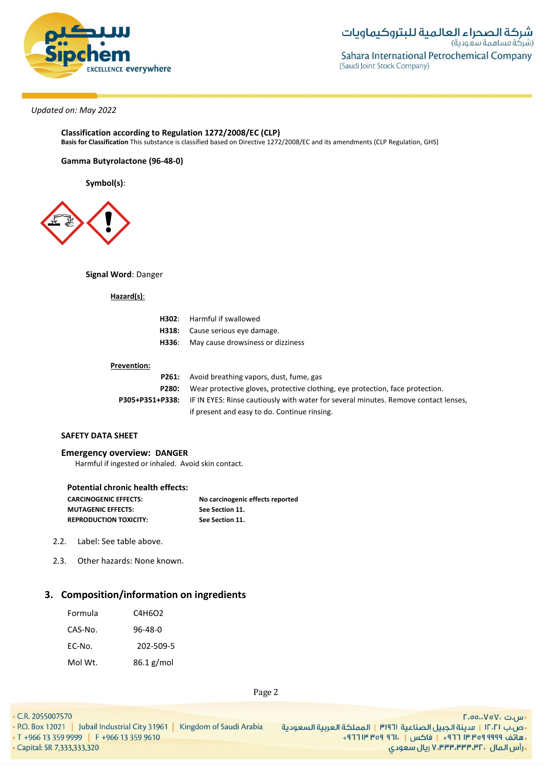*Updated on: May 2022*

**Classification according to Regulation 1272/2008/EC (CLP)**
**Basis for Classification** This substance is classified based on Directive 1272/2008/EC and its amendments (CLP Regulation, GHS)

**Gamma Butyrolactone (96-48-0)**

**Symbol(s)**:

**Signal Word**: Danger

**Hazard(s)**:

| | |
|---|---|
| **H302**: | Harmful if swallowed |
| **H318**: | Cause serious eye damage. |
| **H336**: | May cause drowsiness or dizziness |

**Prevention:**

| | |
|---|---|
| **P261:** | Avoid breathing vapors, dust, fume, gas |
| **P280:** | Wear protective gloves, protective clothing, eye protection, face protection. |
| **P305+P351+P338:** | IF IN EYES: Rinse cautiously with water for several minutes. Remove contact lenses, if present and easy to do. Continue rinsing. |

**SAFETY DATA SHEET**

**Emergency overview: DANGER**

Harmful if ingested or inhaled. Avoid skin contact.

**Potential chronic health effects:**

| | |
|---|---|
| **CARCINOGENIC EFFECTS:** | **No carcinogenic effects reported** |
| **MUTAGENIC EFFECTS:** | **See Section 11.** |
| **REPRODUCTION TOXICITY:** | **See Section 11.** |

2.2. Label: See table above.

2.3. Other hazards: None known.

## 3. Composition/information on ingredients

| | |
|---|---|
| Formula | $C_4H_6O_2$ |
| CAS-No. | 96-48-0 |
| EC-No. | 202-509-5 |
| Mol Wt. | 86.1 g/mol |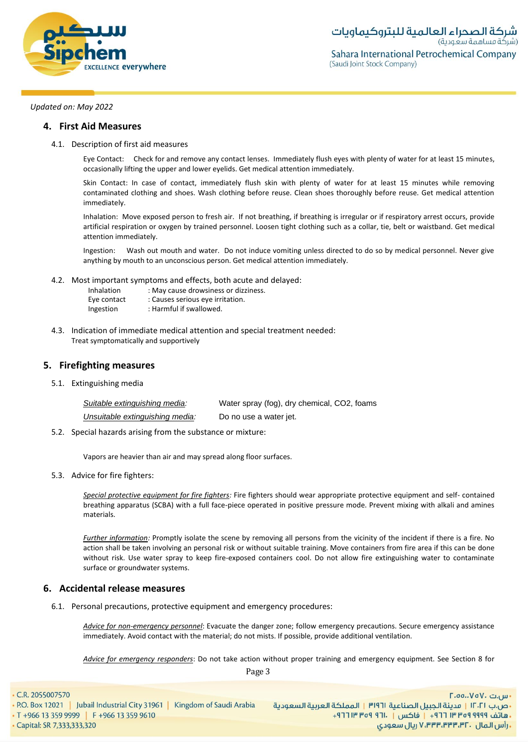*Updated on: May 2022*

## 4. First Aid Measures

### 4.1. Description of first aid measures

Eye Contact: Check for and remove any contact lenses. Immediately flush eyes with plenty of water for at least 15 minutes, occasionally lifting the upper and lower eyelids. Get medical attention immediately.

Skin Contact: In case of contact, immediately flush skin with plenty of water for at least 15 minutes while removing contaminated clothing and shoes. Wash clothing before reuse. Clean shoes thoroughly before reuse. Get medical attention immediately.

Inhalation: Move exposed person to fresh air. If not breathing, if breathing is irregular or if respiratory arrest occurs, provide artificial respiration or oxygen by trained personnel. Loosen tight clothing such as a collar, tie, belt or waistband. Get medical attention immediately.

Ingestion: Wash out mouth and water. Do not induce vomiting unless directed to do so by medical personnel. Never give anything by mouth to an unconscious person. Get medical attention immediately.

### 4.2. Most important symptoms and effects, both acute and delayed:

| | |
|---|---|
| Inhalation | : May cause drowsiness or dizziness. |
| Eye contact | : Causes serious eye irritation. |
| Ingestion | : Harmful if swallowed. |

### 4.3. Indication of immediate medical attention and special treatment needed:

Treat symptomatically and supportively

## 5. Firefighting measures

### 5.1. Extinguishing media

| | |
|---|---|
| *Suitable extinguishing media:* | Water spray (fog), dry chemical, CO2, foams |
| *Unsuitable extinguishing media:* | Do no use a water jet. |

### 5.2. Special hazards arising from the substance or mixture:

Vapors are heavier than air and may spread along floor surfaces.

### 5.3. Advice for fire fighters:

*Special protective equipment for fire fighters:* Fire fighters should wear appropriate protective equipment and self- contained breathing apparatus (SCBA) with a full face-piece operated in positive pressure mode. Prevent mixing with alkali and amines materials.

*Further information:* Promptly isolate the scene by removing all persons from the vicinity of the incident if there is a fire. No action shall be taken involving an personal risk or without suitable training. Move containers from fire area if this can be done without risk. Use water spray to keep fire-exposed containers cool. Do not allow fire extinguishing water to contaminate surface or groundwater systems.

## 6. Accidental release measures

### 6.1. Personal precautions, protective equipment and emergency procedures:

*Advice for non-emergency personnel*: Evacuate the danger zone; follow emergency precautions. Secure emergency assistance immediately. Avoid contact with the material; do not mists. If possible, provide additional ventilation.

*Advice for emergency responders*: Do not take action without proper training and emergency equipment. See Section 8 for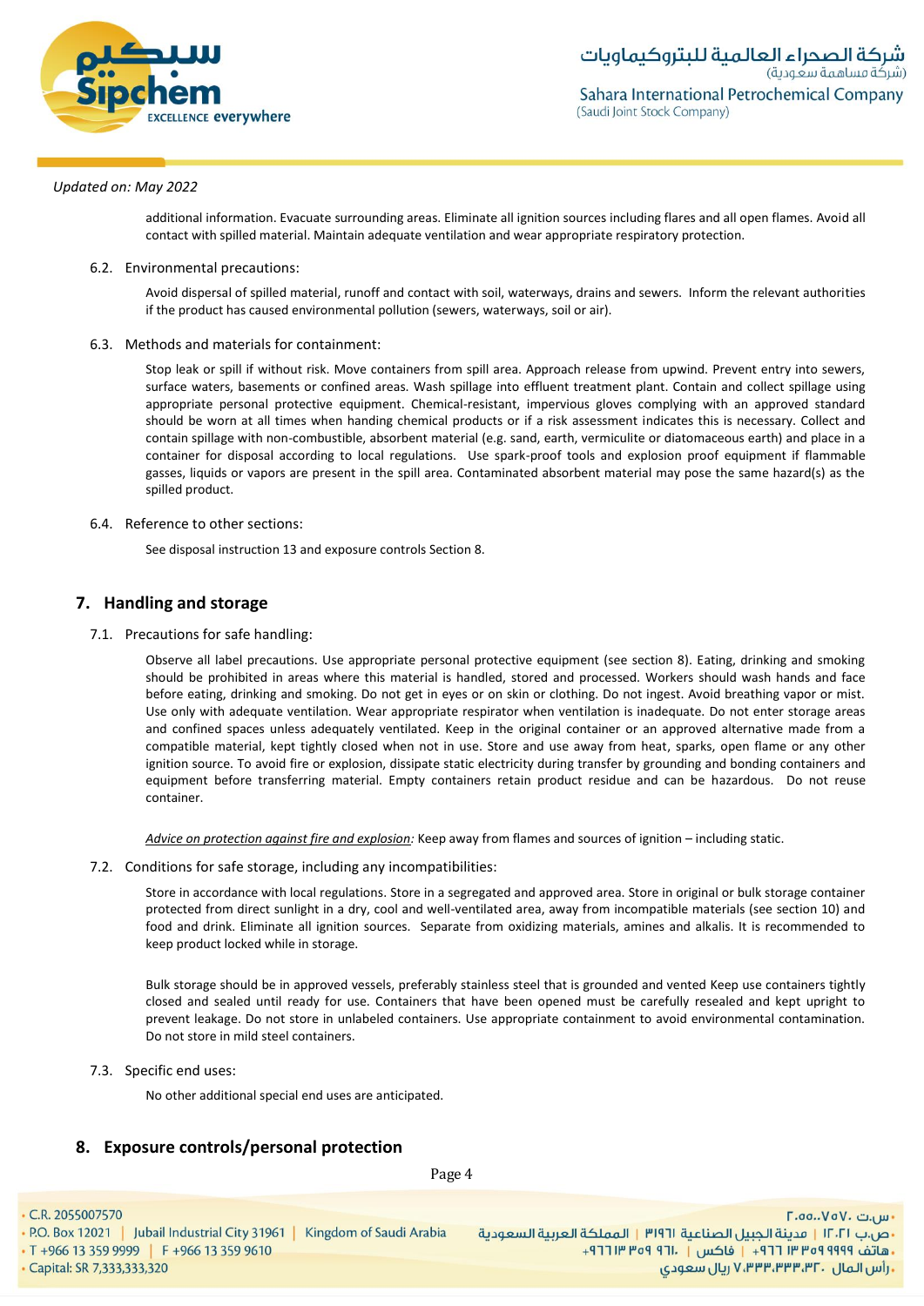*Updated on: May 2022*

additional information. Evacuate surrounding areas. Eliminate all ignition sources including flares and all open flames. Avoid all contact with spilled material. Maintain adequate ventilation and wear appropriate respiratory protection.

### 6.2. Environmental precautions:

Avoid dispersal of spilled material, runoff and contact with soil, waterways, drains and sewers. Inform the relevant authorities if the product has caused environmental pollution (sewers, waterways, soil or air).

### 6.3. Methods and materials for containment:

Stop leak or spill if without risk. Move containers from spill area. Approach release from upwind. Prevent entry into sewers, surface waters, basements or confined areas. Wash spillage into effluent treatment plant. Contain and collect spillage using appropriate personal protective equipment. Chemical-resistant, impervious gloves complying with an approved standard should be worn at all times when handing chemical products or if a risk assessment indicates this is necessary. Collect and contain spillage with non-combustible, absorbent material (e.g. sand, earth, vermiculite or diatomaceous earth) and place in a container for disposal according to local regulations. Use spark-proof tools and explosion proof equipment if flammable gasses, liquids or vapors are present in the spill area. Contaminated absorbent material may pose the same hazard(s) as the spilled product.

### 6.4. Reference to other sections:

See disposal instruction 13 and exposure controls Section 8.

## 7. Handling and storage

### 7.1. Precautions for safe handling:

Observe all label precautions. Use appropriate personal protective equipment (see section 8). Eating, drinking and smoking should be prohibited in areas where this material is handled, stored and processed. Workers should wash hands and face before eating, drinking and smoking. Do not get in eyes or on skin or clothing. Do not ingest. Avoid breathing vapor or mist. Use only with adequate ventilation. Wear appropriate respirator when ventilation is inadequate. Do not enter storage areas and confined spaces unless adequately ventilated. Keep in the original container or an approved alternative made from a compatible material, kept tightly closed when not in use. Store and use away from heat, sparks, open flame or any other ignition source. To avoid fire or explosion, dissipate static electricity during transfer by grounding and bonding containers and equipment before transferring material. Empty containers retain product residue and can be hazardous. Do not reuse container.

*Advice on protection against fire and explosion:* Keep away from flames and sources of ignition – including static.

### 7.2. Conditions for safe storage, including any incompatibilities:

Store in accordance with local regulations. Store in a segregated and approved area. Store in original or bulk storage container protected from direct sunlight in a dry, cool and well-ventilated area, away from incompatible materials (see section 10) and food and drink. Eliminate all ignition sources. Separate from oxidizing materials, amines and alkalis. It is recommended to keep product locked while in storage.

Bulk storage should be in approved vessels, preferably stainless steel that is grounded and vented Keep use containers tightly closed and sealed until ready for use. Containers that have been opened must be carefully resealed and kept upright to prevent leakage. Do not store in unlabeled containers. Use appropriate containment to avoid environmental contamination. Do not store in mild steel containers.

### 7.3. Specific end uses:

No other additional special end uses are anticipated.

## 8. Exposure controls/personal protection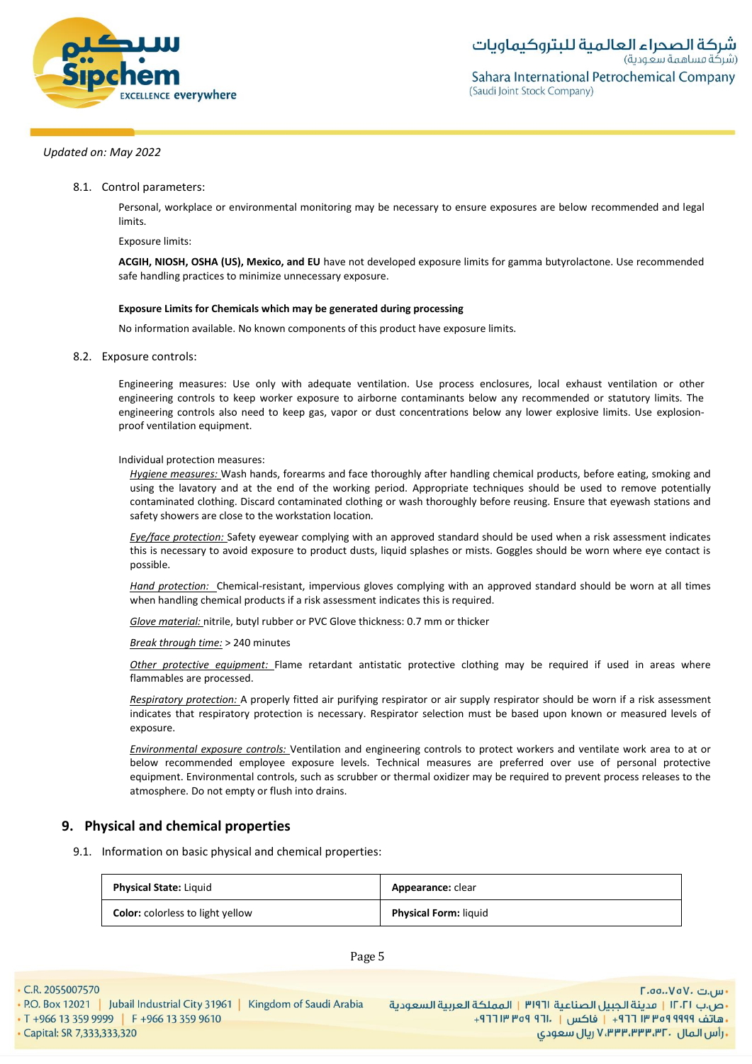Updated on: May 2022

8.1. Control parameters:

Personal, workplace or environmental monitoring may be necessary to ensure exposures are below recommended and legal limits.

Exposure limits:

**ACGIH, NIOSH, OSHA (US), Mexico, and EU** have not developed exposure limits for gamma butyrolactone. Use recommended safe handling practices to minimize unnecessary exposure.

**Exposure Limits for Chemicals which may be generated during processing**

No information available. No known components of this product have exposure limits.

8.2. Exposure controls:

Engineering measures: Use only with adequate ventilation. Use process enclosures, local exhaust ventilation or other engineering controls to keep worker exposure to airborne contaminants below any recommended or statutory limits. The engineering controls also need to keep gas, vapor or dust concentrations below any lower explosive limits. Use explosion-proof ventilation equipment.

Individual protection measures:

*Hygiene measures:* Wash hands, forearms and face thoroughly after handling chemical products, before eating, smoking and using the lavatory and at the end of the working period. Appropriate techniques should be used to remove potentially contaminated clothing. Discard contaminated clothing or wash thoroughly before reusing. Ensure that eyewash stations and safety showers are close to the workstation location.

*Eye/face protection:* Safety eyewear complying with an approved standard should be used when a risk assessment indicates this is necessary to avoid exposure to product dusts, liquid splashes or mists. Goggles should be worn where eye contact is possible.

*Hand protection:* Chemical-resistant, impervious gloves complying with an approved standard should be worn at all times when handling chemical products if a risk assessment indicates this is required.

*Glove material:* nitrile, butyl rubber or PVC Glove thickness: 0.7 mm or thicker

*Break through time:* > 240 minutes

*Other protective equipment:* Flame retardant antistatic protective clothing may be required if used in areas where flammables are processed.

*Respiratory protection:* A properly fitted air purifying respirator or air supply respirator should be worn if a risk assessment indicates that respiratory protection is necessary. Respirator selection must be based upon known or measured levels of exposure.

*Environmental exposure controls:* Ventilation and engineering controls to protect workers and ventilate work area to at or below recommended employee exposure levels. Technical measures are preferred over use of personal protective equipment. Environmental controls, such as scrubber or thermal oxidizer may be required to prevent process releases to the atmosphere. Do not empty or flush into drains.

## 9. Physical and chemical properties

9.1. Information on basic physical and chemical properties:

| **Physical State:** Liquid | **Appearance:** clear |
|---|---|
| **Color:** colorless to light yellow | **Physical Form:** liquid |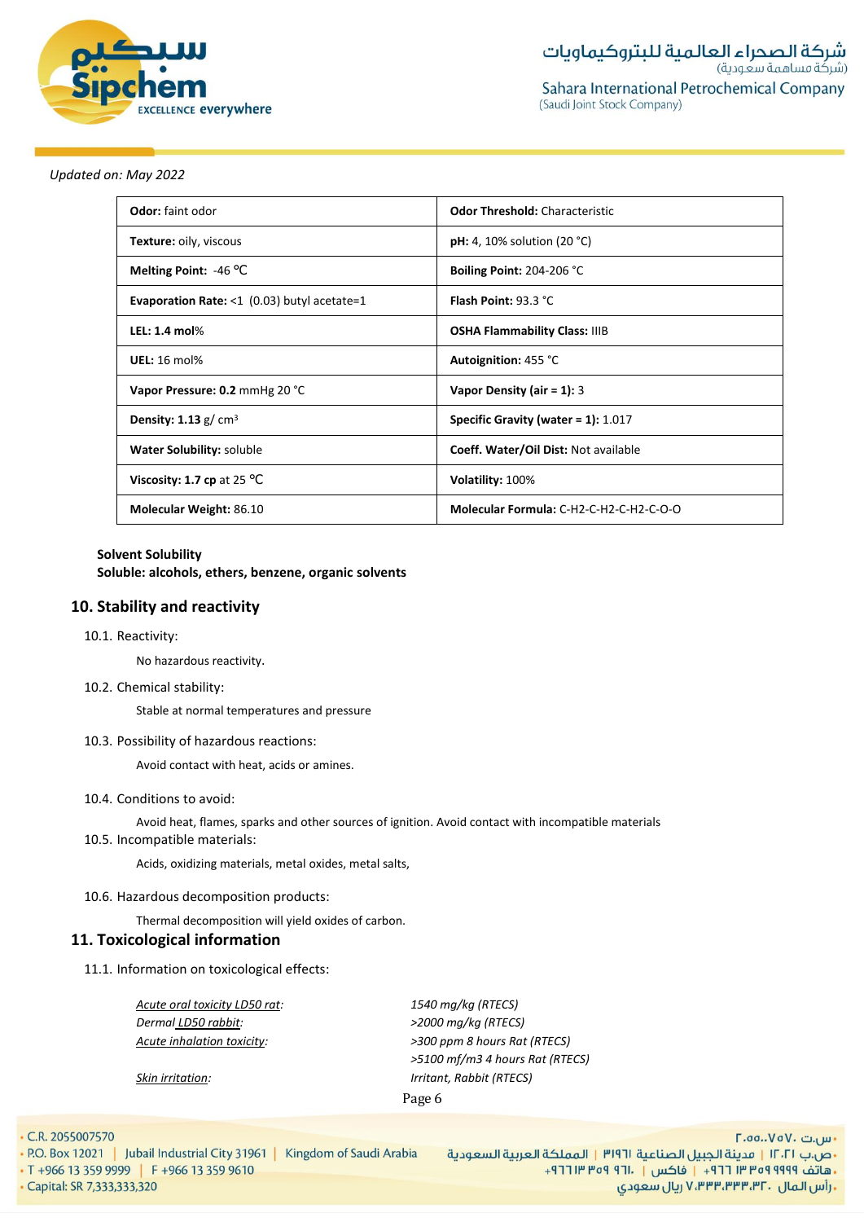Updated on: May 2022

| **Odor:** faint odor | **Odor Threshold:** Characteristic |
|---|---|
| **Texture:** oily, viscous | **pH:** 4, 10% solution (20 °C) |
| **Melting Point:** -46 ℃ | **Boiling Point:** 204-206 °C |
| **Evaporation Rate:** <1 (0.03) butyl acetate=1 | **Flash Point:** 93.3 °C |
| **LEL: 1.4** mol% | **OSHA Flammability Class:** IIIB |
| **UEL:** 16 mol% | **Autoignition:** 455 °C |
| **Vapor Pressure: 0.2** mmHg 20 °C | **Vapor Density (air = 1):** 3 |
| **Density: 1.13** g/ $cm^3$ | **Specific Gravity (water = 1):** 1.017 |
| **Water Solubility:** soluble | **Coeff. Water/Oil Dist:** Not available |
| **Viscosity: 1.7 cp** at 25 ℃ | **Volatility:** 100% |
| **Molecular Weight:** 86.10 | **Molecular Formula:** C-H2-C-H2-C-H2-C-O-O |

**Solvent Solubility**
**Soluble: alcohols, ethers, benzene, organic solvents**

## 10. Stability and reactivity

10.1. Reactivity:

No hazardous reactivity.

10.2. Chemical stability:

Stable at normal temperatures and pressure

10.3. Possibility of hazardous reactions:

Avoid contact with heat, acids or amines.

10.4. Conditions to avoid:

Avoid heat, flames, sparks and other sources of ignition. Avoid contact with incompatible materials

10.5. Incompatible materials:

Acids, oxidizing materials, metal oxides, metal salts,

10.6. Hazardous decomposition products:

Thermal decomposition will yield oxides of carbon.

## 11. Toxicological information

11.1. Information on toxicological effects:

| | |
|---|---|
| *Acute oral toxicity LD50 rat:* | *1540 mg/kg (RTECS)* |
| *Dermal LD50 rabbit:* | *>2000 mg/kg (RTECS)* |
| *Acute inhalation toxicity:* | *>300 ppm 8 hours Rat (RTECS)* |
| | *>5100 mf/m3 4 hours Rat (RTECS)* |
| *Skin irritation:* | *Irritant, Rabbit (RTECS)* |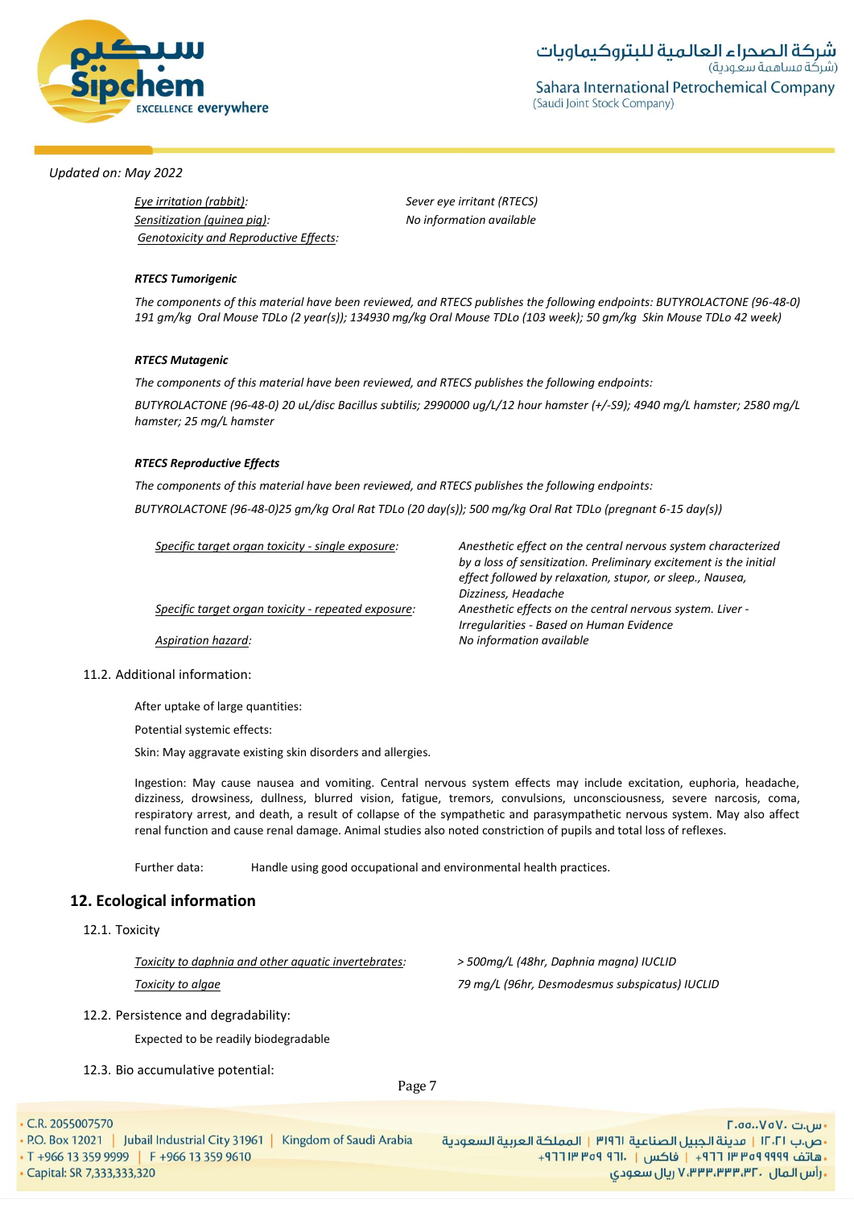*Updated on: May 2022*

| | |
|---|---|
| *Eye irritation (rabbit):* | *Sever eye irritant (RTECS)* |
| *Sensitization (guinea pig):* | *No information available* |
| *Genotoxicity and Reproductive Effects:* | |

***RTECS Tumorigenic***

*The components of this material have been reviewed, and RTECS publishes the following endpoints: BUTYROLACTONE (96-48-0) 191 gm/kg Oral Mouse TDLo (2 year(s)); 134930 mg/kg Oral Mouse TDLo (103 week); 50 gm/kg Skin Mouse TDLo 42 week)*

***RTECS Mutagenic***

*The components of this material have been reviewed, and RTECS publishes the following endpoints:*

*BUTYROLACTONE (96-48-0) 20 uL/disc Bacillus subtilis; 2990000 ug/L/12 hour hamster (+/-S9); 4940 mg/L hamster; 2580 mg/L hamster; 25 mg/L hamster*

***RTECS Reproductive Effects***

*The components of this material have been reviewed, and RTECS publishes the following endpoints:*

*BUTYROLACTONE (96-48-0)25 gm/kg Oral Rat TDLo (20 day(s)); 500 mg/kg Oral Rat TDLo (pregnant 6-15 day(s))*

| | |
|---|---|
| *Specific target organ toxicity - single exposure:* | *Anesthetic effect on the central nervous system characterized by a loss of sensitization. Preliminary excitement is the initial effect followed by relaxation, stupor, or sleep., Nausea, Dizziness, Headache* |
| *Specific target organ toxicity - repeated exposure:* | *Anesthetic effects on the central nervous system. Liver - Irregularities - Based on Human Evidence* |
| *Aspiration hazard:* | *No information available* |

### 11.2. Additional information:

After uptake of large quantities:

Potential systemic effects:

Skin: May aggravate existing skin disorders and allergies.

Ingestion: May cause nausea and vomiting. Central nervous system effects may include excitation, euphoria, headache, dizziness, drowsiness, dullness, blurred vision, fatigue, tremors, convulsions, unconsciousness, severe narcosis, coma, respiratory arrest, and death, a result of collapse of the sympathetic and parasympathetic nervous system. May also affect renal function and cause renal damage. Animal studies also noted constriction of pupils and total loss of reflexes.

Further data: Handle using good occupational and environmental health practices.

## 12. Ecological information

### 12.1. Toxicity

| | |
|---|---|
| *Toxicity to daphnia and other aquatic invertebrates:* | *> 500mg/L (48hr, Daphnia magna) IUCLID* |
| *Toxicity to algae* | *79 mg/L (96hr, Desmodesmus subspicatus) IUCLID* |

### 12.2. Persistence and degradability:

Expected to be readily biodegradable

### 12.3. Bio accumulative potential: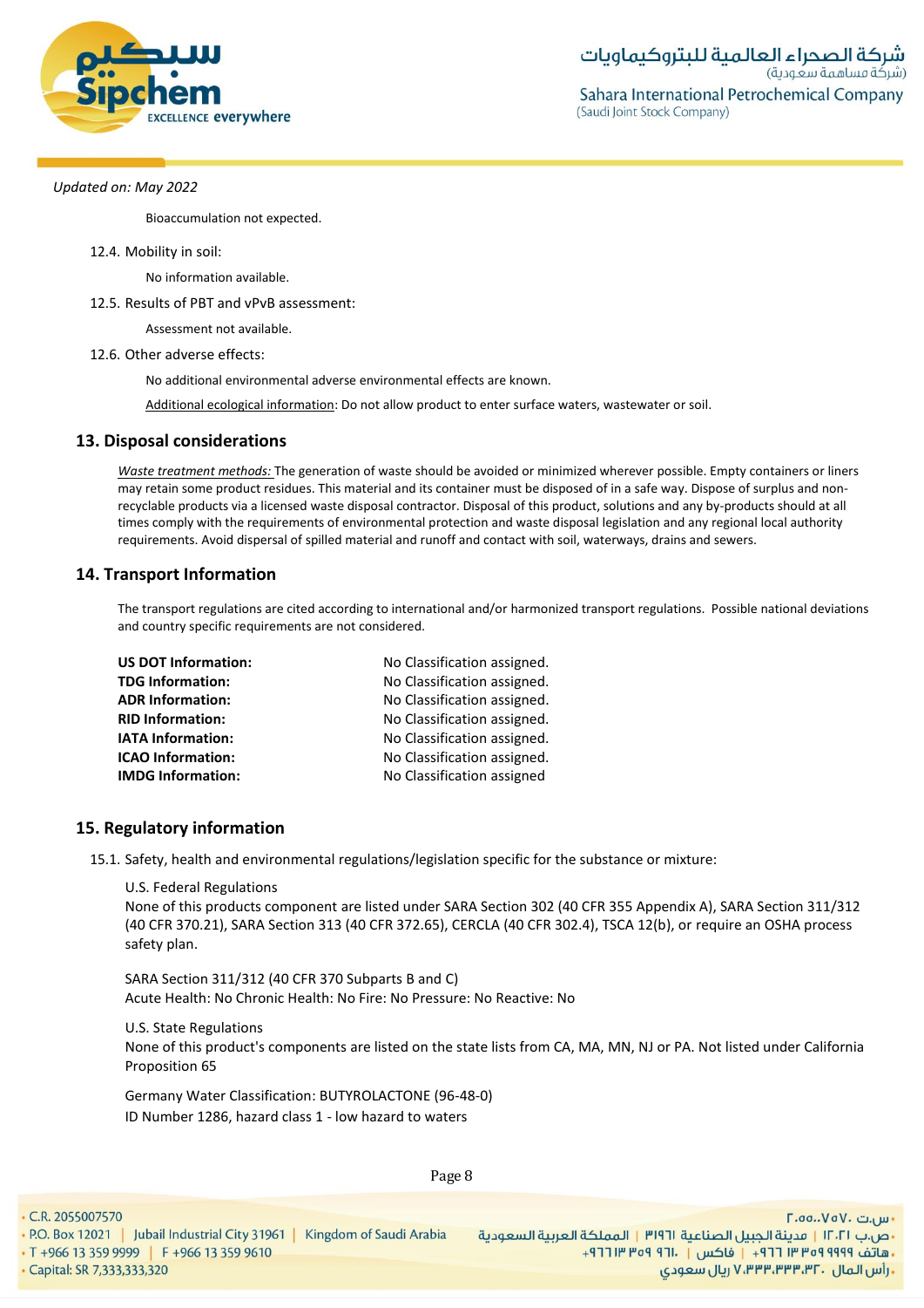Updated on: May 2022

Bioaccumulation not expected.

12.4. Mobility in soil:

No information available.

12.5. Results of PBT and vPvB assessment:

Assessment not available.

12.6. Other adverse effects:

No additional environmental adverse environmental effects are known.

Additional ecological information: Do not allow product to enter surface waters, wastewater or soil.

## 13. Disposal considerations

*Waste treatment methods:* The generation of waste should be avoided or minimized wherever possible. Empty containers or liners may retain some product residues. This material and its container must be disposed of in a safe way. Dispose of surplus and non-recyclable products via a licensed waste disposal contractor. Disposal of this product, solutions and any by-products should at all times comply with the requirements of environmental protection and waste disposal legislation and any regional local authority requirements. Avoid dispersal of spilled material and runoff and contact with soil, waterways, drains and sewers.

## 14. Transport Information

The transport regulations are cited according to international and/or harmonized transport regulations. Possible national deviations and country specific requirements are not considered.

| | |
|---|---|
| **US DOT Information:** | No Classification assigned. |
| **TDG Information:** | No Classification assigned. |
| **ADR Information:** | No Classification assigned. |
| **RID Information:** | No Classification assigned. |
| **IATA Information:** | No Classification assigned. |
| **ICAO Information:** | No Classification assigned. |
| **IMDG Information:** | No Classification assigned |

## 15. Regulatory information

15.1. Safety, health and environmental regulations/legislation specific for the substance or mixture:

U.S. Federal Regulations
None of this products component are listed under SARA Section 302 (40 CFR 355 Appendix A), SARA Section 311/312 (40 CFR 370.21), SARA Section 313 (40 CFR 372.65), CERCLA (40 CFR 302.4), TSCA 12(b), or require an OSHA process safety plan.

SARA Section 311/312 (40 CFR 370 Subparts B and C)
Acute Health: No Chronic Health: No Fire: No Pressure: No Reactive: No

U.S. State Regulations
None of this product's components are listed on the state lists from CA, MA, MN, NJ or PA. Not listed under California Proposition 65

Germany Water Classification: BUTYROLACTONE (96-48-0)
ID Number 1286, hazard class 1 - low hazard to waters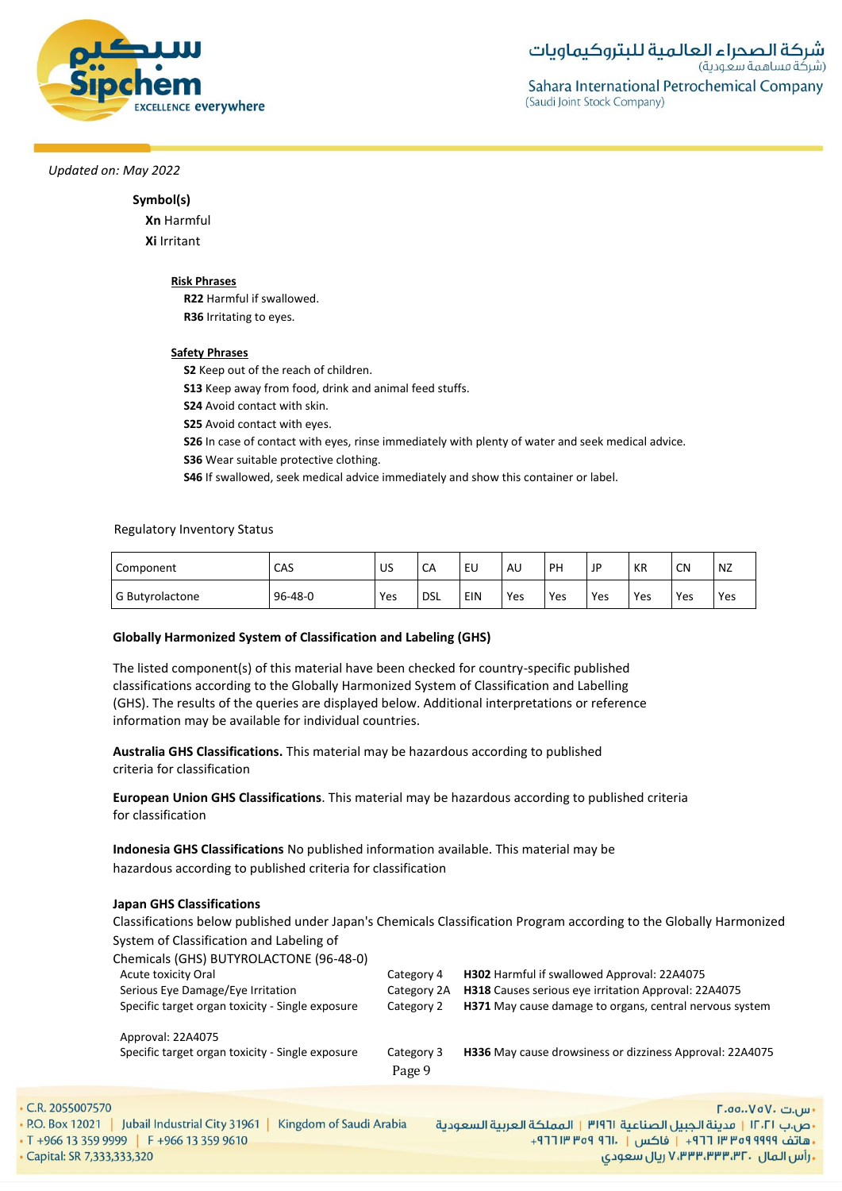Updated on: May 2022

**Symbol(s)**

**Xn** Harmful

**Xi** Irritant

**Risk Phrases**

**R22** Harmful if swallowed.

**R36** Irritating to eyes.

**Safety Phrases**

**S2** Keep out of the reach of children.

**S13** Keep away from food, drink and animal feed stuffs.

**S24** Avoid contact with skin.

**S25** Avoid contact with eyes.

**S26** In case of contact with eyes, rinse immediately with plenty of water and seek medical advice.

**S36** Wear suitable protective clothing.

**S46** If swallowed, seek medical advice immediately and show this container or label.

Regulatory Inventory Status

| Component | CAS | US | CA | EU | AU | PH | JP | KR | CN | NZ |
|---|---|---|---|---|---|---|---|---|---|---|
| G Butyrolactone | 96-48-0 | Yes | DSL | EIN | Yes | Yes | Yes | Yes | Yes | Yes |

**Globally Harmonized System of Classification and Labeling (GHS)**

The listed component(s) of this material have been checked for country-specific published classifications according to the Globally Harmonized System of Classification and Labelling (GHS). The results of the queries are displayed below. Additional interpretations or reference information may be available for individual countries.

**Australia GHS Classifications.** This material may be hazardous according to published criteria for classification

**European Union GHS Classifications**. This material may be hazardous according to published criteria for classification

**Indonesia GHS Classifications** No published information available. This material may be hazardous according to published criteria for classification

**Japan GHS Classifications**

Classifications below published under Japan's Chemicals Classification Program according to the Globally Harmonized System of Classification and Labeling of Chemicals (GHS) BUTYROLACTONE (96-48-0)

| | | |
|---|---|---|
| Acute toxicity Oral | Category 4 | **H302** Harmful if swallowed Approval: 22A4075 |
| Serious Eye Damage/Eye Irritation | Category 2A | **H318** Causes serious eye irritation Approval: 22A4075 |
| Specific target organ toxicity - Single exposure | Category 2 | **H371** May cause damage to organs, central nervous system |

Approval: 22A4075

| | | |
|---|---|---|
| Specific target organ toxicity - Single exposure | Category 3 | **H336** May cause drowsiness or dizziness Approval: 22A4075 |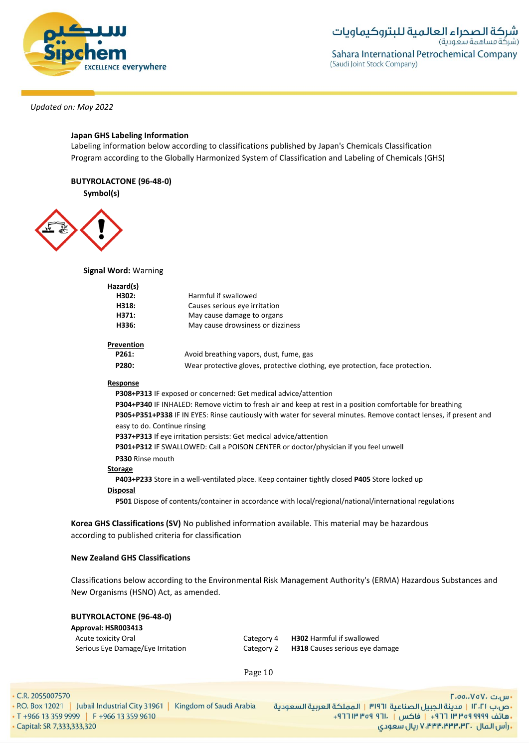*Updated on: May 2022*

**Japan GHS Labeling Information**

Labeling information below according to classifications published by Japan's Chemicals Classification Program according to the Globally Harmonized System of Classification and Labeling of Chemicals (GHS)

**BUTYROLACTONE (96-48-0)**

**Symbol(s)**

**Signal Word:** Warning

**Hazard(s)**

| | |
|---|---|
| **H302:** | Harmful if swallowed |
| **H318:** | Causes serious eye irritation |
| **H371:** | May cause damage to organs |
| **H336:** | May cause drowsiness or dizziness |

**Prevention**

| | |
|---|---|
| **P261:** | Avoid breathing vapors, dust, fume, gas |
| **P280:** | Wear protective gloves, protective clothing, eye protection, face protection. |

**Response**

**P308+P313** IF exposed or concerned: Get medical advice/attention

**P304+P340** IF INHALED: Remove victim to fresh air and keep at rest in a position comfortable for breathing

**P305+P351+P338** IF IN EYES: Rinse cautiously with water for several minutes. Remove contact lenses, if present and easy to do. Continue rinsing

**P337+P313** If eye irritation persists: Get medical advice/attention

**P301+P312** IF SWALLOWED: Call a POISON CENTER or doctor/physician if you feel unwell

**P330** Rinse mouth

**Storage**

**P403+P233** Store in a well-ventilated place. Keep container tightly closed **P405** Store locked up

**Disposal**

**P501** Dispose of contents/container in accordance with local/regional/national/international regulations

**Korea GHS Classifications (SV)** No published information available. This material may be hazardous according to published criteria for classification

**New Zealand GHS Classifications**

Classifications below according to the Environmental Risk Management Authority's (ERMA) Hazardous Substances and New Organisms (HSNO) Act, as amended.

**BUTYROLACTONE (96-48-0)**

**Approval: HSR003413**

| | | |
|---|---|---|
| Acute toxicity Oral | Category 4 | **H302** Harmful if swallowed |
| Serious Eye Damage/Eye Irritation | Category 2 | **H318** Causes serious eye damage |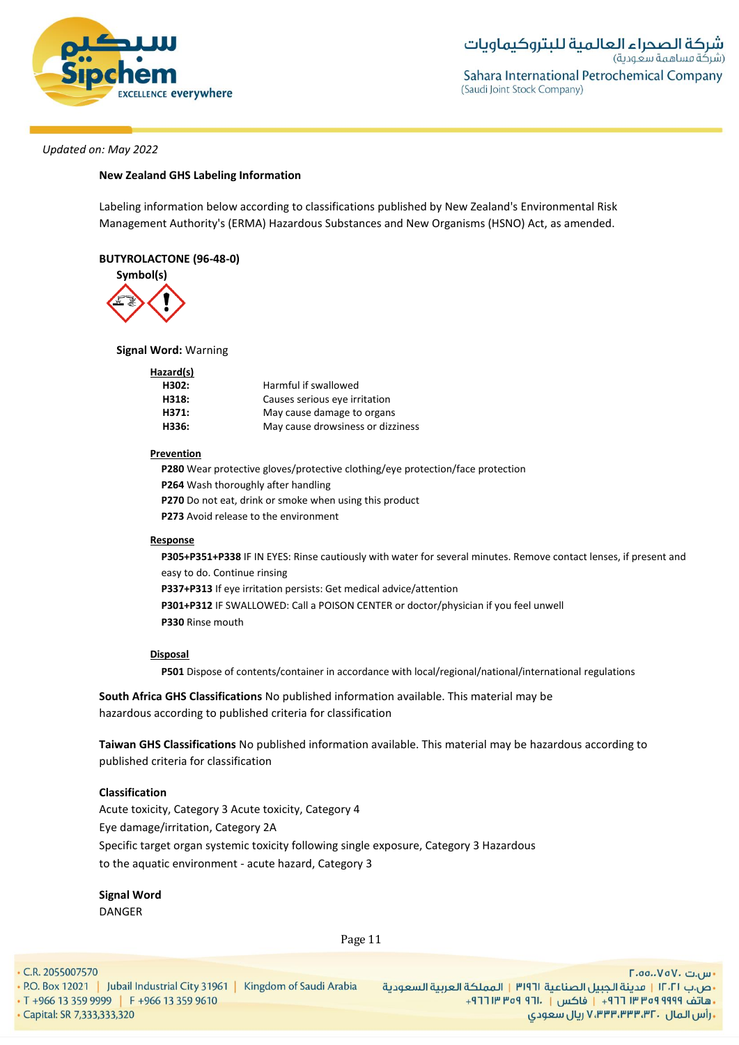*Updated on: May 2022*

**New Zealand GHS Labeling Information**

Labeling information below according to classifications published by New Zealand's Environmental Risk Management Authority's (ERMA) Hazardous Substances and New Organisms (HSNO) Act, as amended.

**BUTYROLACTONE (96-48-0)**

**Symbol(s)**

**Signal Word:** Warning

**Hazard(s)**

| | |
|---|---|
| **H302:** | Harmful if swallowed |
| **H318:** | Causes serious eye irritation |
| **H371:** | May cause damage to organs |
| **H336:** | May cause drowsiness or dizziness |

**Prevention**

**P280** Wear protective gloves/protective clothing/eye protection/face protection
**P264** Wash thoroughly after handling
**P270** Do not eat, drink or smoke when using this product
**P273** Avoid release to the environment

**Response**

**P305+P351+P338** IF IN EYES: Rinse cautiously with water for several minutes. Remove contact lenses, if present and easy to do. Continue rinsing
**P337+P313** If eye irritation persists: Get medical advice/attention
**P301+P312** IF SWALLOWED: Call a POISON CENTER or doctor/physician if you feel unwell
**P330** Rinse mouth

**Disposal**

**P501** Dispose of contents/container in accordance with local/regional/national/international regulations

**South Africa GHS Classifications** No published information available. This material may be hazardous according to published criteria for classification

**Taiwan GHS Classifications** No published information available. This material may be hazardous according to published criteria for classification

**Classification**

Acute toxicity, Category 3 Acute toxicity, Category 4
Eye damage/irritation, Category 2A
Specific target organ systemic toxicity following single exposure, Category 3 Hazardous to the aquatic environment - acute hazard, Category 3

**Signal Word**

DANGER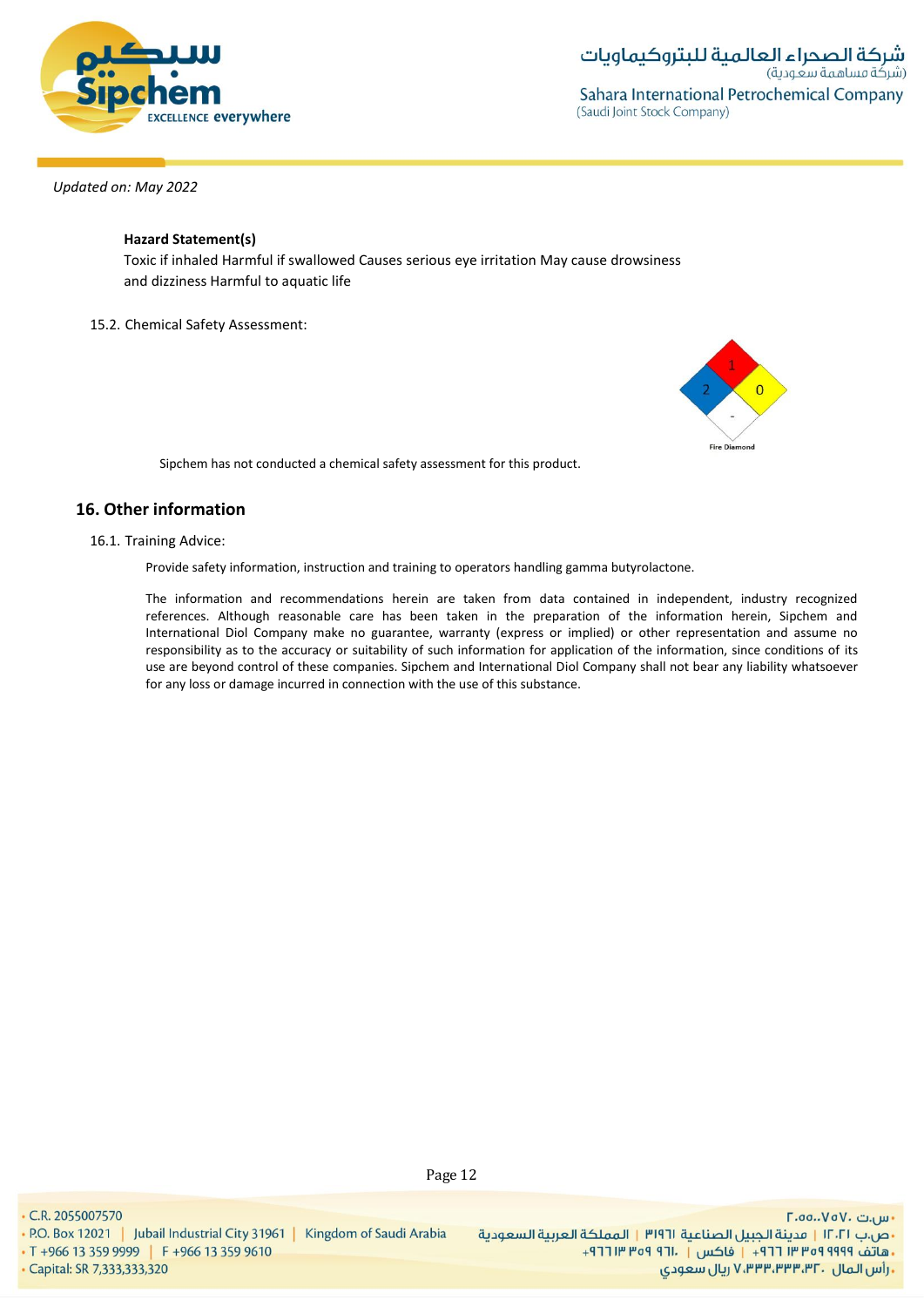*Updated on: May 2022*

**Hazard Statement(s)**

Toxic if inhaled Harmful if swallowed Causes serious eye irritation May cause drowsiness and dizziness Harmful to aquatic life

15.2. Chemical Safety Assessment:

1
2
0
-
Fire Diamond

Sipchem has not conducted a chemical safety assessment for this product.

## 16. Other information

16.1. Training Advice:

Provide safety information, instruction and training to operators handling gamma butyrolactone.

The information and recommendations herein are taken from data contained in independent, industry recognized references. Although reasonable care has been taken in the preparation of the information herein, Sipchem and International Diol Company make no guarantee, warranty (express or implied) or other representation and assume no responsibility as to the accuracy or suitability of such information for application of the information, since conditions of its use are beyond control of these companies. Sipchem and International Diol Company shall not bear any liability whatsoever for any loss or damage incurred in connection with the use of this substance.